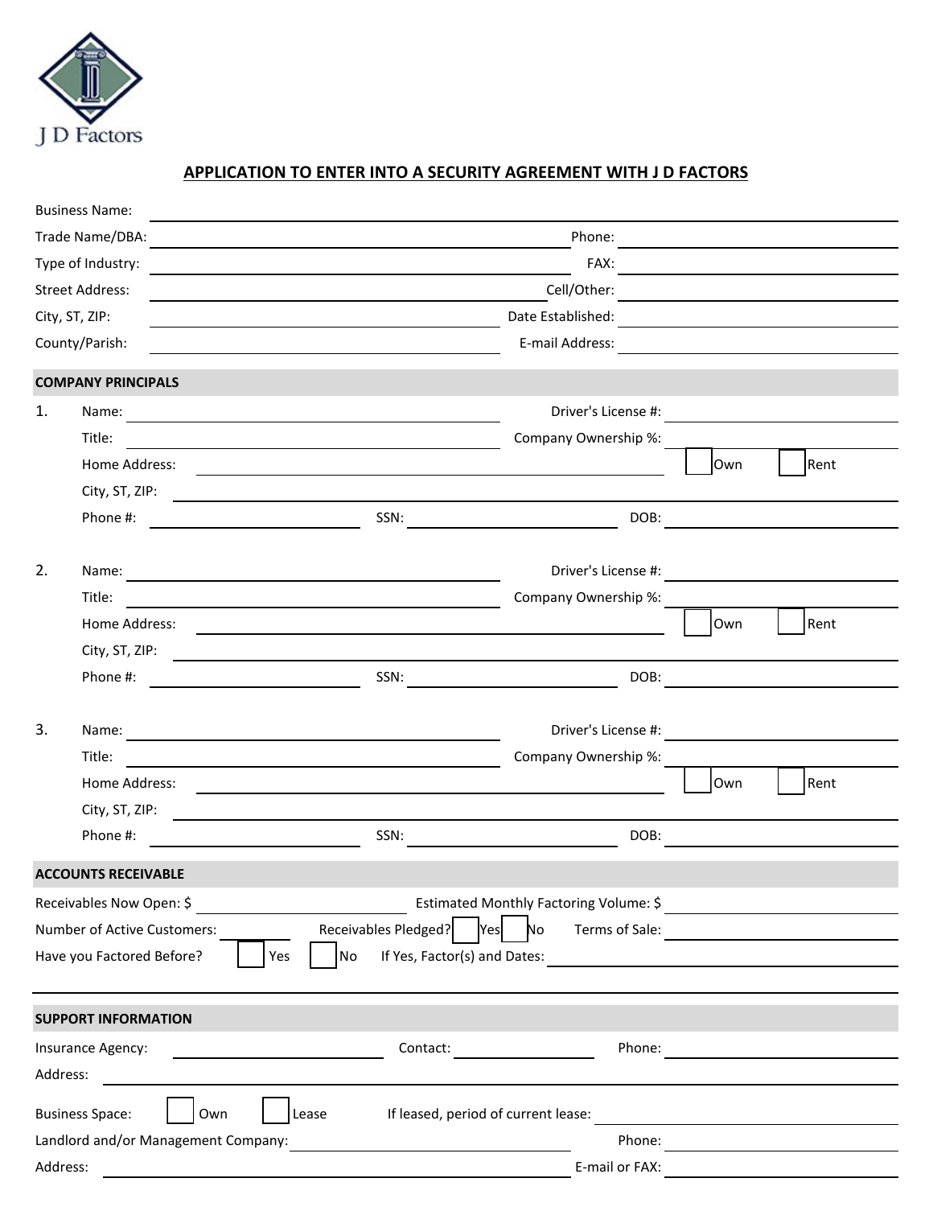J D Factors

## APPLICATION TO ENTER INTO A SECURITY AGREEMENT WITH J D FACTORS

Business Name: ______________________________

Trade Name/DBA: ______________________________ Phone: ______________________________

Type of Industry: ______________________________ FAX: ______________________________

Street Address: ______________________________ Cell/Other: ______________________________

City, ST, ZIP: ______________________________ Date Established: ______________________________

County/Parish: ______________________________ E-mail Address: ______________________________

### COMPANY PRINCIPALS

1. Name: ______________________________ Driver's License #: ______________________________

   Title: ______________________________ Company Ownership %: ______________________________

   Home Address: ______________________________ ☐ Own ☐ Rent

   City, ST, ZIP: ______________________________

   Phone #: ______________ SSN: ______________ DOB: ______________

2. Name: ______________________________ Driver's License #: ______________________________

   Title: ______________________________ Company Ownership %: ______________________________

   Home Address: ______________________________ ☐ Own ☐ Rent

   City, ST, ZIP: ______________________________

   Phone #: ______________ SSN: ______________ DOB: ______________

3. Name: ______________________________ Driver's License #: ______________________________

   Title: ______________________________ Company Ownership %: ______________________________

   Home Address: ______________________________ ☐ Own ☐ Rent

   City, ST, ZIP: ______________________________

   Phone #: ______________ SSN: ______________ DOB: ______________

### ACCOUNTS RECEIVABLE

Receivables Now Open: $ ______________ Estimated Monthly Factoring Volume: $ ______________

Number of Active Customers: ______ Receivables Pledged? ☐ Yes ☐ No Terms of Sale: ______________

Have you Factored Before? ☐ Yes ☐ No If Yes, Factor(s) and Dates: ______________________________

______________________________________________________________________

### SUPPORT INFORMATION

Insurance Agency: ______________ Contact: ______________ Phone: ______________

Address: ______________________________________________________________________

Business Space: ☐ Own ☐ Lease If leased, period of current lease: ______________________________

Landlord and/or Management Company: ______________________________ Phone: ______________

Address: ______________________________ E-mail or FAX: ______________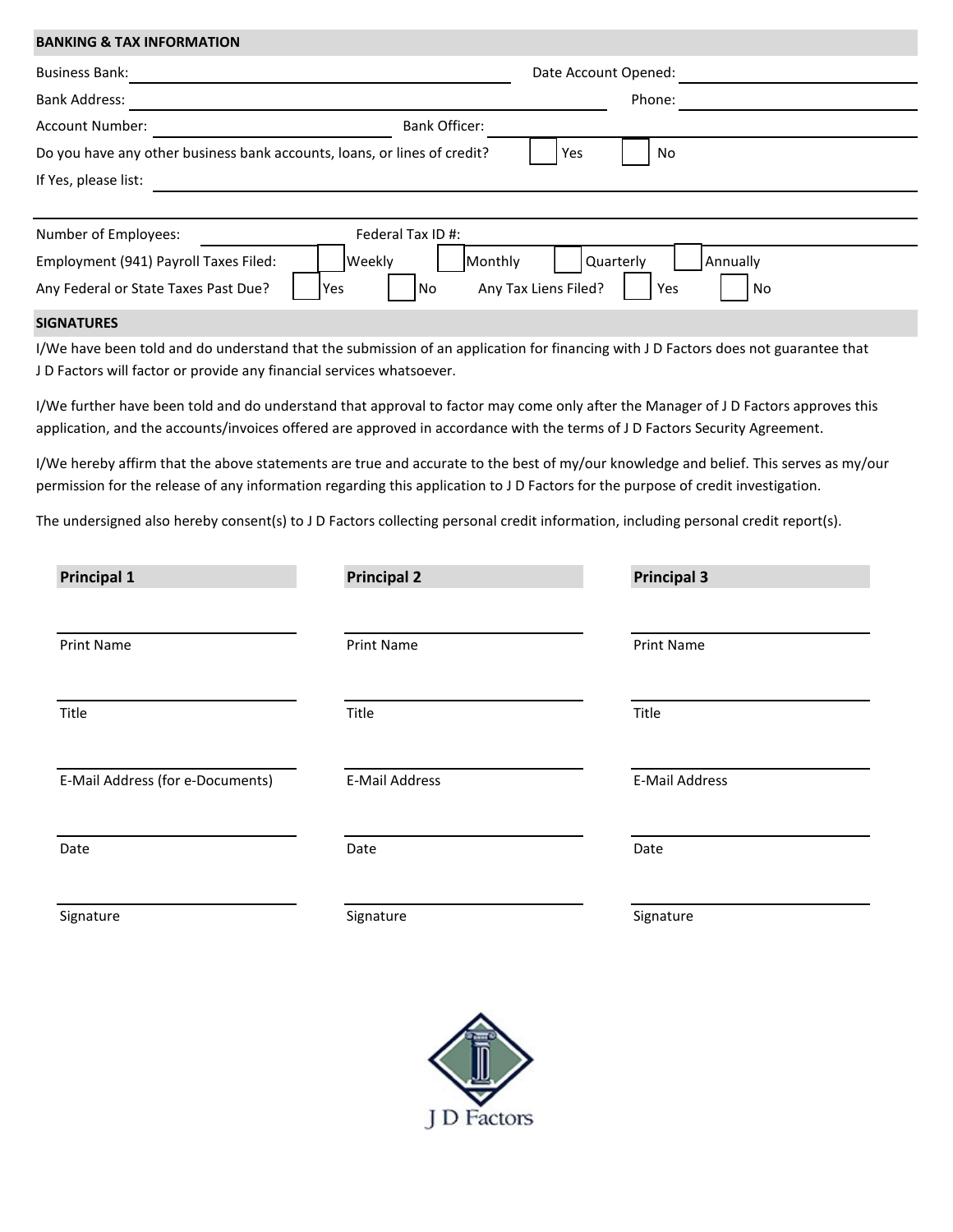## BANKING & TAX INFORMATION

Business Bank: ______________________ Date Account Opened: ______________________

Bank Address: ______________________ Phone: ______________________

Account Number: ______________________ Bank Officer: ______________________

Do you have any other business bank accounts, loans, or lines of credit? ☐ Yes ☐ No

If Yes, please list: ______________________

Number of Employees: ______________________ Federal Tax ID #: ______________________

Employment (941) Payroll Taxes Filed: ☐ Weekly ☐ Monthly ☐ Quarterly ☐ Annually

Any Federal or State Taxes Past Due? ☐ Yes ☐ No Any Tax Liens Filed? ☐ Yes ☐ No

## SIGNATURES

I/We have been told and do understand that the submission of an application for financing with J D Factors does not guarantee that J D Factors will factor or provide any financial services whatsoever.

I/We further have been told and do understand that approval to factor may come only after the Manager of J D Factors approves this application, and the accounts/invoices offered are approved in accordance with the terms of J D Factors Security Agreement.

I/We hereby affirm that the above statements are true and accurate to the best of my/our knowledge and belief. This serves as my/our permission for the release of any information regarding this application to J D Factors for the purpose of credit investigation.

The undersigned also hereby consent(s) to J D Factors collecting personal credit information, including personal credit report(s).

| Principal 1 | Principal 2 | Principal 3 |
|---|---|---|
| Print Name | Print Name | Print Name |
| Title | Title | Title |
| E-Mail Address (for e-Documents) | E-Mail Address | E-Mail Address |
| Date | Date | Date |
| Signature | Signature | Signature |

J D Factors